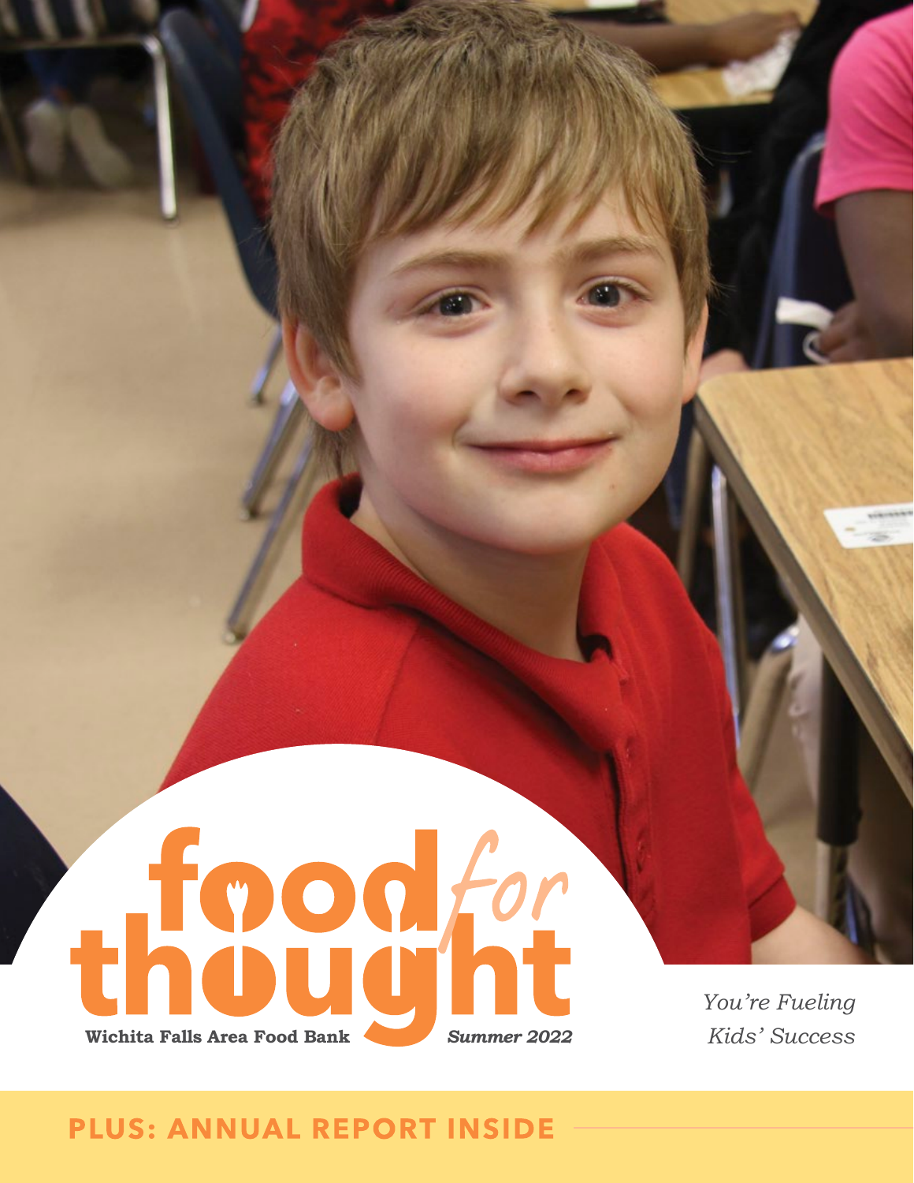# food for thought

Wichita Falls Area Food Bank

*Summer 2022*

*You're Fueling Kids' Success*

**PLUS: ANNUAL REPORT INSIDE**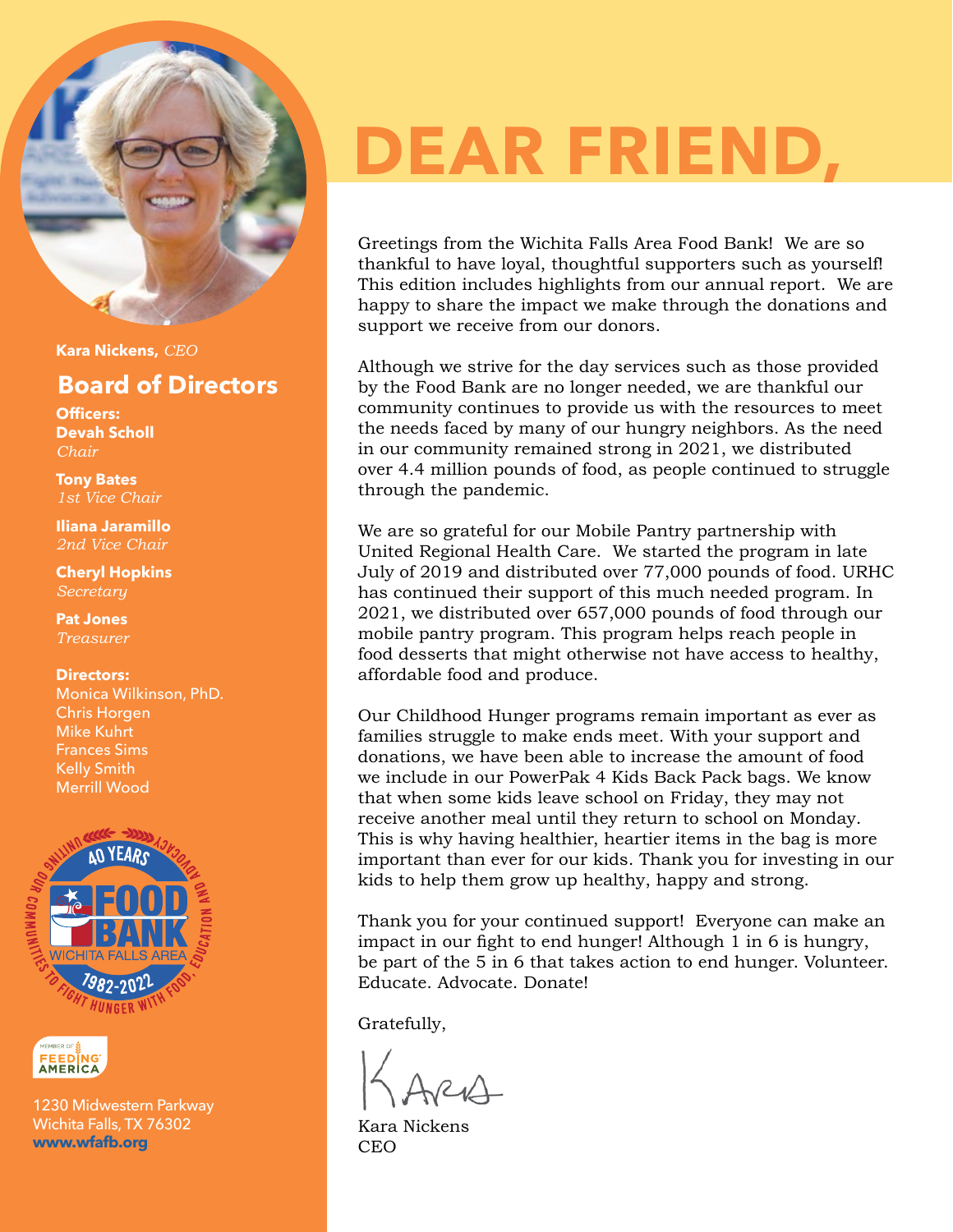**Kara Nickens,** *CEO*

## Board of Directors

**Officers:**

**Devah Scholl**
*Chair*

**Tony Bates**
*1st Vice Chair*

**Iliana Jaramillo**
*2nd Vice Chair*

**Cheryl Hopkins**
*Secretary*

**Pat Jones**
*Treasurer*

**Directors:**
Monica Wilkinson, PhD.
Chris Horgen
Mike Kuhrt
Frances Sims
Kelly Smith
Merrill Wood

1230 Midwestern Parkway
Wichita Falls, TX 76302
**www.wfafb.org**

# DEAR FRIEND,

Greetings from the Wichita Falls Area Food Bank! We are so thankful to have loyal, thoughtful supporters such as yourself! This edition includes highlights from our annual report. We are happy to share the impact we make through the donations and support we receive from our donors.

Although we strive for the day services such as those provided by the Food Bank are no longer needed, we are thankful our community continues to provide us with the resources to meet the needs faced by many of our hungry neighbors. As the need in our community remained strong in 2021, we distributed over 4.4 million pounds of food, as people continued to struggle through the pandemic.

We are so grateful for our Mobile Pantry partnership with United Regional Health Care. We started the program in late July of 2019 and distributed over 77,000 pounds of food. URHC has continued their support of this much needed program. In 2021, we distributed over 657,000 pounds of food through our mobile pantry program. This program helps reach people in food desserts that might otherwise not have access to healthy, affordable food and produce.

Our Childhood Hunger programs remain important as ever as families struggle to make ends meet. With your support and donations, we have been able to increase the amount of food we include in our PowerPak 4 Kids Back Pack bags. We know that when some kids leave school on Friday, they may not receive another meal until they return to school on Monday. This is why having healthier, heartier items in the bag is more important than ever for our kids. Thank you for investing in our kids to help them grow up healthy, happy and strong.

Thank you for your continued support! Everyone can make an impact in our fight to end hunger! Although 1 in 6 is hungry, be part of the 5 in 6 that takes action to end hunger. Volunteer. Educate. Advocate. Donate!

Gratefully,

Kara Nickens
CEO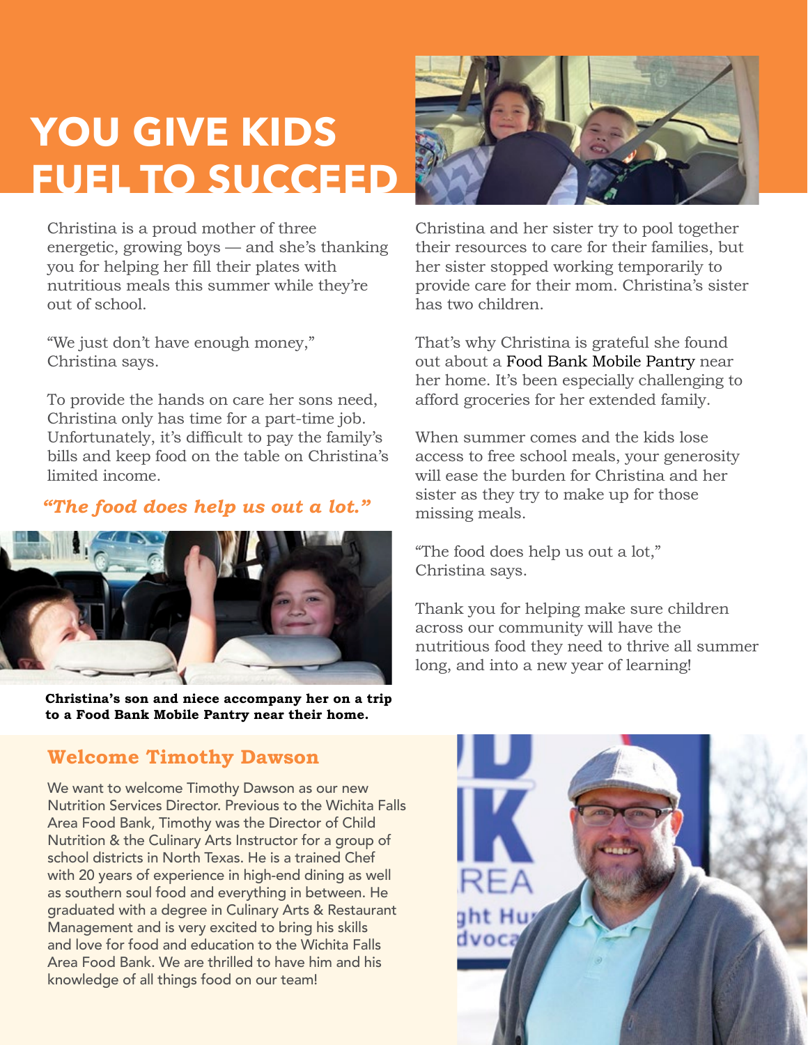# YOU GIVE KIDS FUEL TO SUCCEED

Christina is a proud mother of three energetic, growing boys — and she's thanking you for helping her fill their plates with nutritious meals this summer while they're out of school.

"We just don't have enough money," Christina says.

To provide the hands on care her sons need, Christina only has time for a part-time job. Unfortunately, it's difficult to pay the family's bills and keep food on the table on Christina's limited income.

*"The food does help us out a lot."*

**Christina's son and niece accompany her on a trip to a Food Bank Mobile Pantry near their home.**

Christina and her sister try to pool together their resources to care for their families, but her sister stopped working temporarily to provide care for their mom. Christina's sister has two children.

That's why Christina is grateful she found out about a Food Bank Mobile Pantry near her home. It's been especially challenging to afford groceries for her extended family.

When summer comes and the kids lose access to free school meals, your generosity will ease the burden for Christina and her sister as they try to make up for those missing meals.

"The food does help us out a lot," Christina says.

Thank you for helping make sure children across our community will have the nutritious food they need to thrive all summer long, and into a new year of learning!

## Welcome Timothy Dawson

We want to welcome Timothy Dawson as our new Nutrition Services Director. Previous to the Wichita Falls Area Food Bank, Timothy was the Director of Child Nutrition & the Culinary Arts Instructor for a group of school districts in North Texas. He is a trained Chef with 20 years of experience in high-end dining as well as southern soul food and everything in between. He graduated with a degree in Culinary Arts & Restaurant Management and is very excited to bring his skills and love for food and education to the Wichita Falls Area Food Bank. We are thrilled to have him and his knowledge of all things food on our team!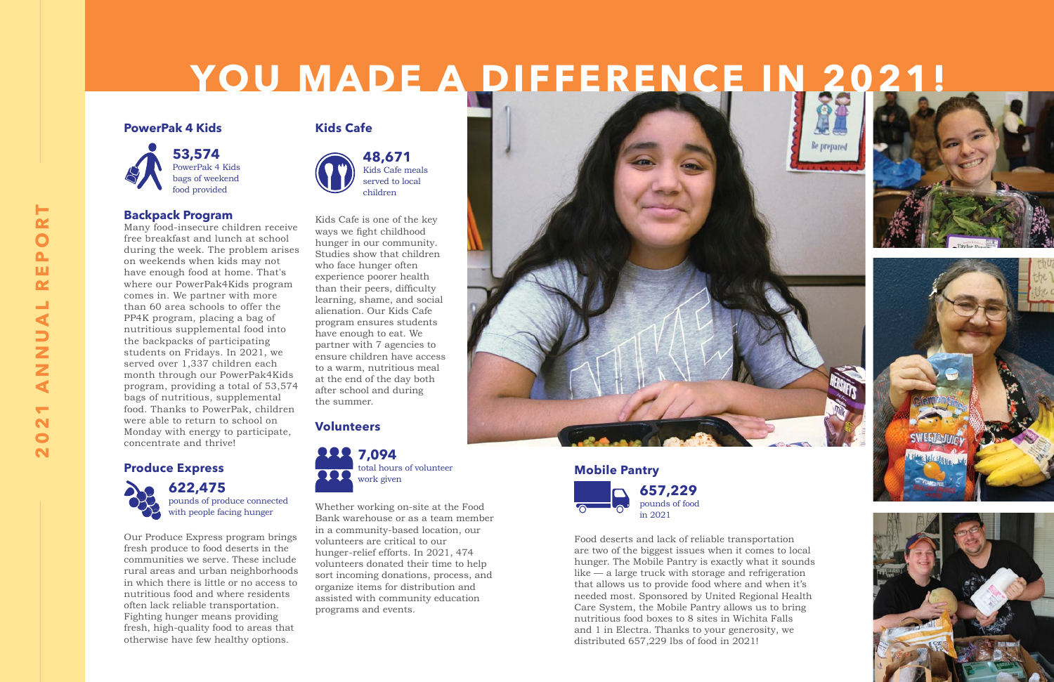# YOU MADE A DIFFERENCE IN 2021!

## PowerPak 4 Kids

**53,574**
PowerPak 4 Kids bags of weekend food provided

### Backpack Program

Many food-insecure children receive free breakfast and lunch at school during the week. The problem arises on weekends when kids may not have enough food at home. That's where our PowerPak4Kids program comes in. We partner with more than 60 area schools to offer the PP4K program, placing a bag of nutritious supplemental food into the backpacks of participating students on Fridays. In 2021, we served over 1,337 children each month through our PowerPak4Kids program, providing a total of 53,574 bags of nutritious, supplemental food. Thanks to PowerPak, children were able to return to school on Monday with energy to participate, concentrate and thrive!

## Produce Express

**622,475**
pounds of produce connected with people facing hunger

Our Produce Express program brings fresh produce to food deserts in the communities we serve. These include rural areas and urban neighborhoods in which there is little or no access to nutritious food and where residents often lack reliable transportation. Fighting hunger means providing fresh, high-quality food to areas that otherwise have few healthy options.

## Kids Cafe

**48,671**
Kids Cafe meals served to local children

Kids Cafe is one of the key ways we fight childhood hunger in our community. Studies show that children who face hunger often experience poorer health than their peers, difficulty learning, shame, and social alienation. Our Kids Cafe program ensures students have enough to eat. We partner with 7 agencies to ensure children have access to a warm, nutritious meal at the end of the day both after school and during the summer.

## Volunteers

**7,094**
total hours of volunteer work given

Whether working on-site at the Food Bank warehouse or as a team member in a community-based location, our volunteers are critical to our hunger-relief efforts. In 2021, 474 volunteers donated their time to help sort incoming donations, process, and organize items for distribution and assisted with community education programs and events.

## Mobile Pantry

**657,229**
pounds of food in 2021

Food deserts and lack of reliable transportation are two of the biggest issues when it comes to local hunger. The Mobile Pantry is exactly what it sounds like — a large truck with storage and refrigeration that allows us to provide food where and when it's needed most. Sponsored by United Regional Health Care System, the Mobile Pantry allows us to bring nutritious food boxes to 8 sites in Wichita Falls and 1 in Electra. Thanks to your generosity, we distributed 657,229 lbs of food in 2021!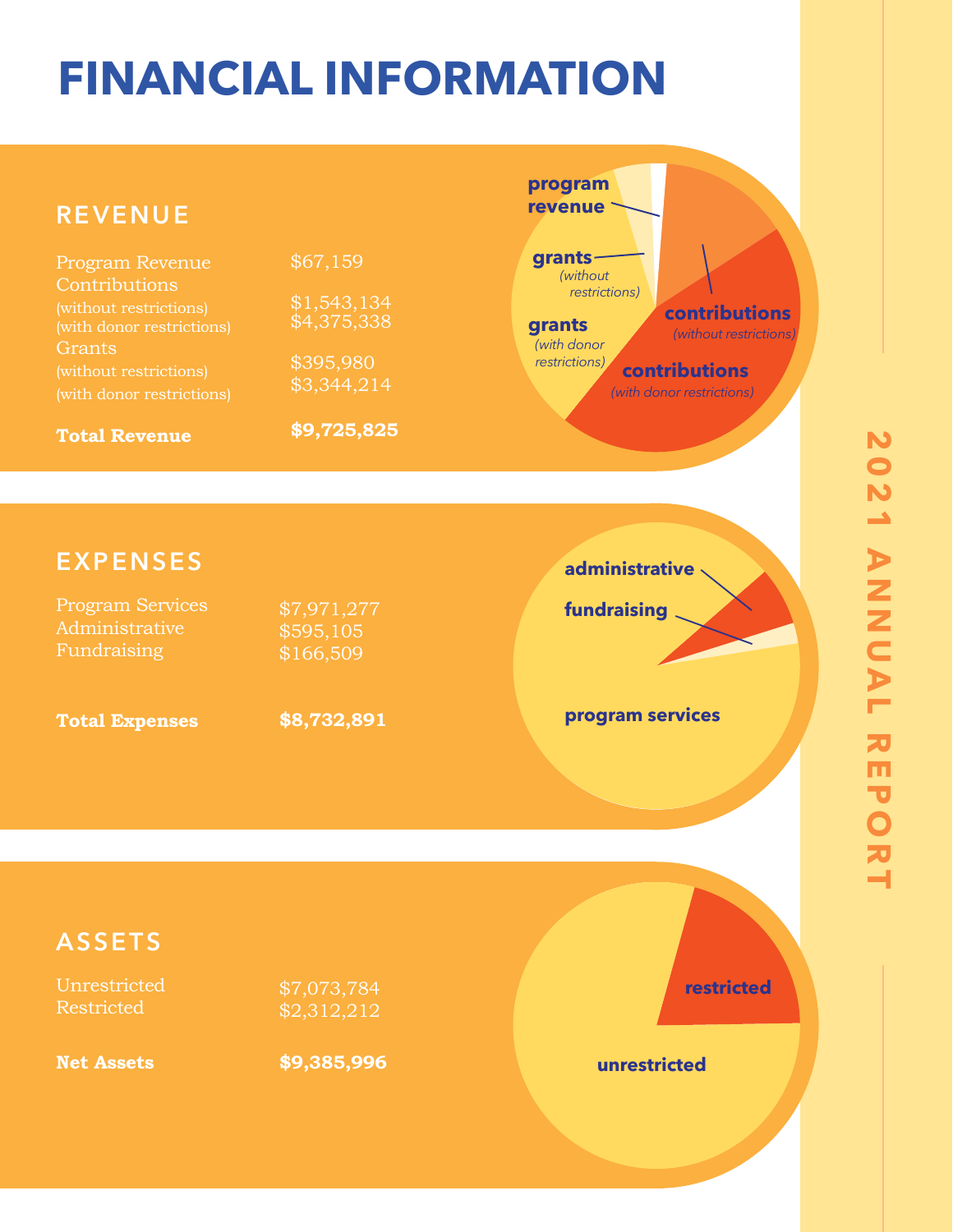# FINANCIAL INFORMATION

## REVENUE

| | |
|---|---|
| Program Revenue | $67,159 |
| Contributions | |
| (without restrictions) | $1,543,134 |
| (with donor restrictions) | $4,375,338 |
| Grants | |
| (without restrictions) | $395,980 |
| (with donor restrictions) | $3,344,214 |
| **Total Revenue** | **$9,725,825** |

## EXPENSES

| | |
|---|---|
| Program Services | $7,971,277 |
| Administrative | $595,105 |
| Fundraising | $166,509 |
| **Total Expenses** | **$8,732,891** |

## ASSETS

| | |
|---|---|
| Unrestricted | $7,073,784 |
| Restricted | $2,312,212 |
| **Net Assets** | **$9,385,996** |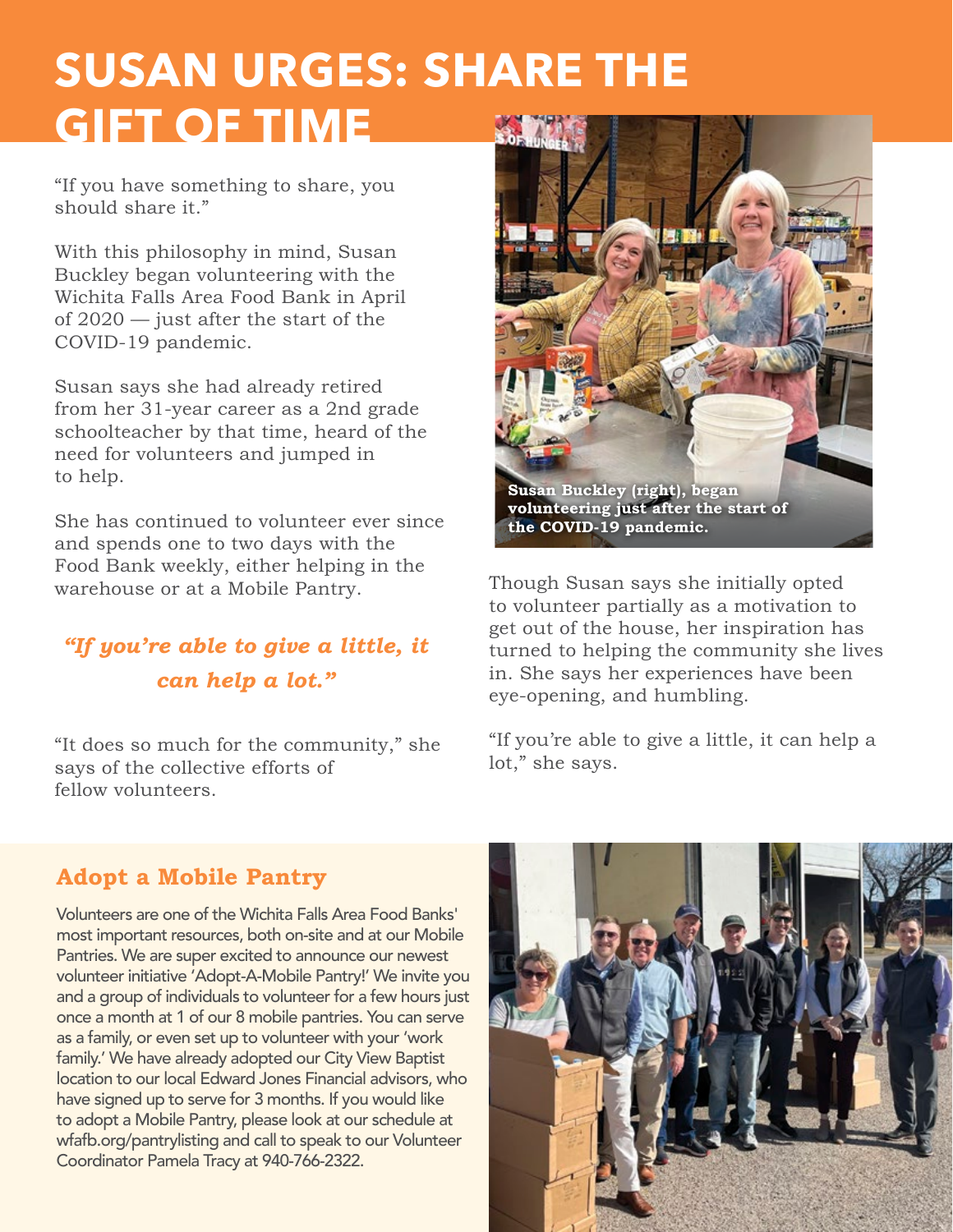# SUSAN URGES: SHARE THE GIFT OF TIME

"If you have something to share, you should share it."

With this philosophy in mind, Susan Buckley began volunteering with the Wichita Falls Area Food Bank in April of 2020 — just after the start of the COVID-19 pandemic.

Susan says she had already retired from her 31-year career as a 2nd grade schoolteacher by that time, heard of the need for volunteers and jumped in to help.

She has continued to volunteer ever since and spends one to two days with the Food Bank weekly, either helping in the warehouse or at a Mobile Pantry.

***"If you're able to give a little, it can help a lot."***

"It does so much for the community," she says of the collective efforts of fellow volunteers.

**Susan Buckley (right), began volunteering just after the start of the COVID-19 pandemic.**

Though Susan says she initially opted to volunteer partially as a motivation to get out of the house, her inspiration has turned to helping the community she lives in. She says her experiences have been eye-opening, and humbling.

"If you're able to give a little, it can help a lot," she says.

## Adopt a Mobile Pantry

Volunteers are one of the Wichita Falls Area Food Banks' most important resources, both on-site and at our Mobile Pantries. We are super excited to announce our newest volunteer initiative 'Adopt-A-Mobile Pantry!' We invite you and a group of individuals to volunteer for a few hours just once a month at 1 of our 8 mobile pantries. You can serve as a family, or even set up to volunteer with your 'work family.' We have already adopted our City View Baptist location to our local Edward Jones Financial advisors, who have signed up to serve for 3 months. If you would like to adopt a Mobile Pantry, please look at our schedule at wfafb.org/pantrylisting and call to speak to our Volunteer Coordinator Pamela Tracy at 940-766-2322.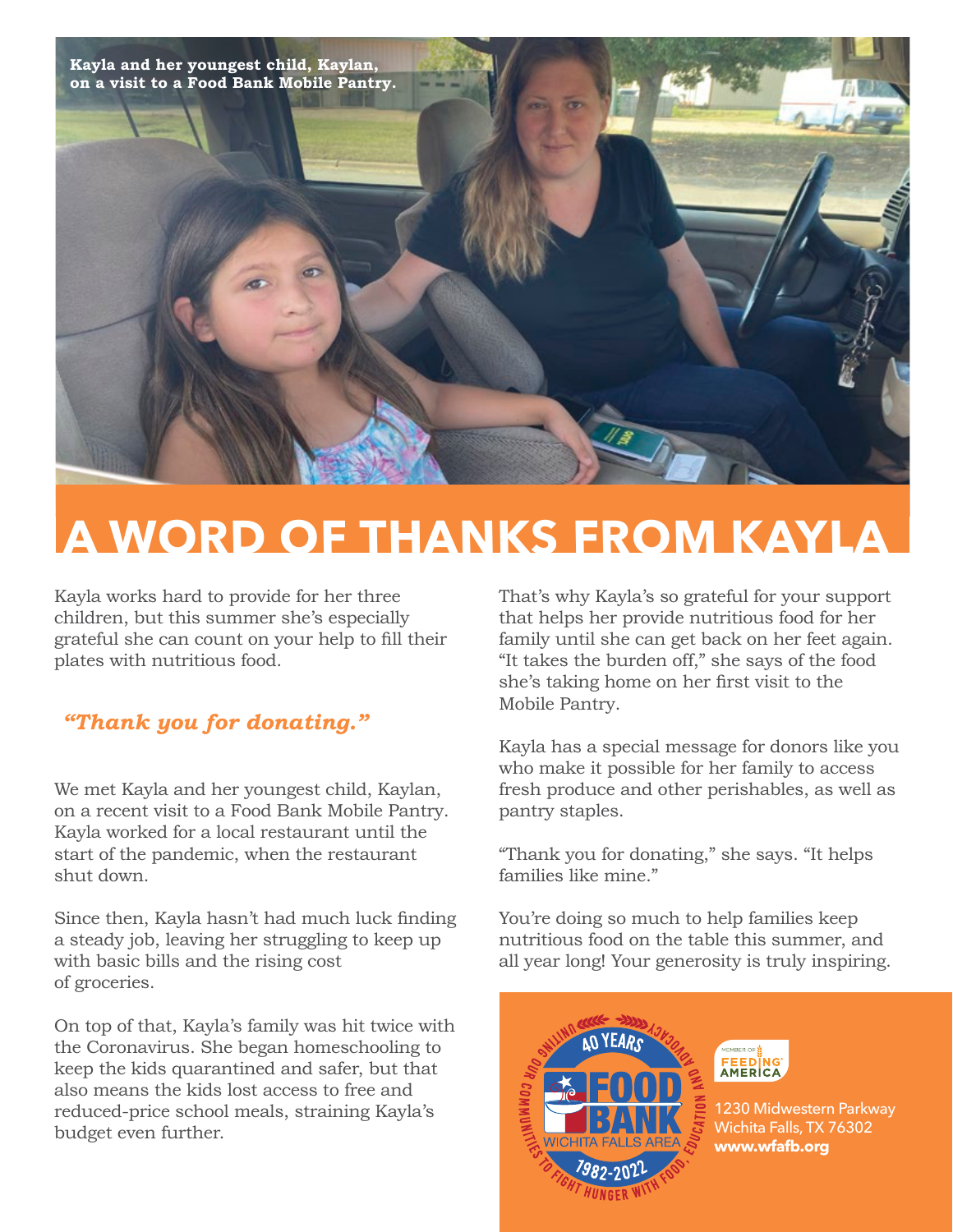Kayla and her youngest child, Kaylan, on a visit to a Food Bank Mobile Pantry.

# A WORD OF THANKS FROM KAYLA

Kayla works hard to provide for her three children, but this summer she's especially grateful she can count on your help to fill their plates with nutritious food.

*"Thank you for donating."*

We met Kayla and her youngest child, Kaylan, on a recent visit to a Food Bank Mobile Pantry. Kayla worked for a local restaurant until the start of the pandemic, when the restaurant shut down.

Since then, Kayla hasn't had much luck finding a steady job, leaving her struggling to keep up with basic bills and the rising cost of groceries.

On top of that, Kayla's family was hit twice with the Coronavirus. She began homeschooling to keep the kids quarantined and safer, but that also means the kids lost access to free and reduced-price school meals, straining Kayla's budget even further.

That's why Kayla's so grateful for your support that helps her provide nutritious food for her family until she can get back on her feet again. "It takes the burden off," she says of the food she's taking home on her first visit to the Mobile Pantry.

Kayla has a special message for donors like you who make it possible for her family to access fresh produce and other perishables, as well as pantry staples.

"Thank you for donating," she says. "It helps families like mine."

You're doing so much to help families keep nutritious food on the table this summer, and all year long! Your generosity is truly inspiring.

40 YEARS
FOOD BANK
WICHITA FALLS AREA
1982-2022
UNITING OUR COMMUNITIES TO FIGHT HUNGER WITH FOOD, EDUCATION AND ADVOCACY

MEMBER OF FEEDING AMERICA

1230 Midwestern Parkway
Wichita Falls, TX 76302
**www.wfafb.org**